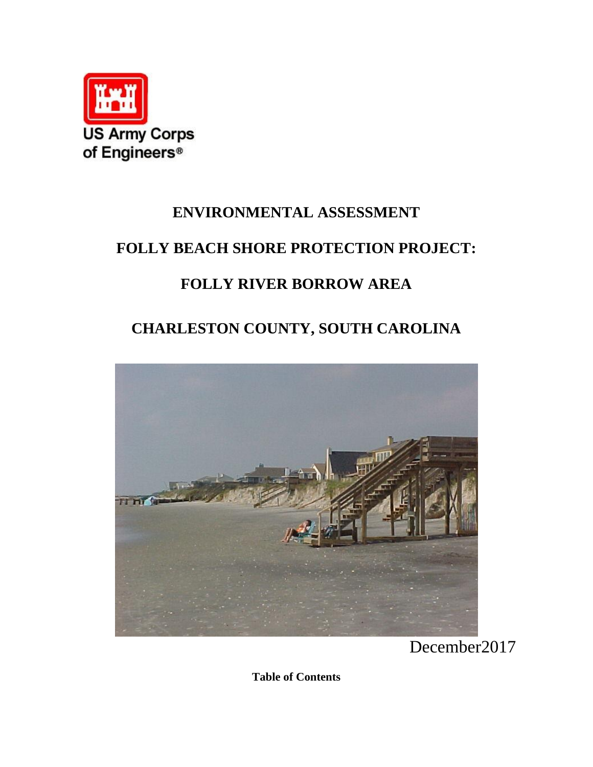US Army Corps of Engineers®

# ENVIRONMENTAL ASSESSMENT

# FOLLY BEACH SHORE PROTECTION PROJECT:

# FOLLY RIVER BORROW AREA

# CHARLESTON COUNTY, SOUTH CAROLINA

December2017

**Table of Contents**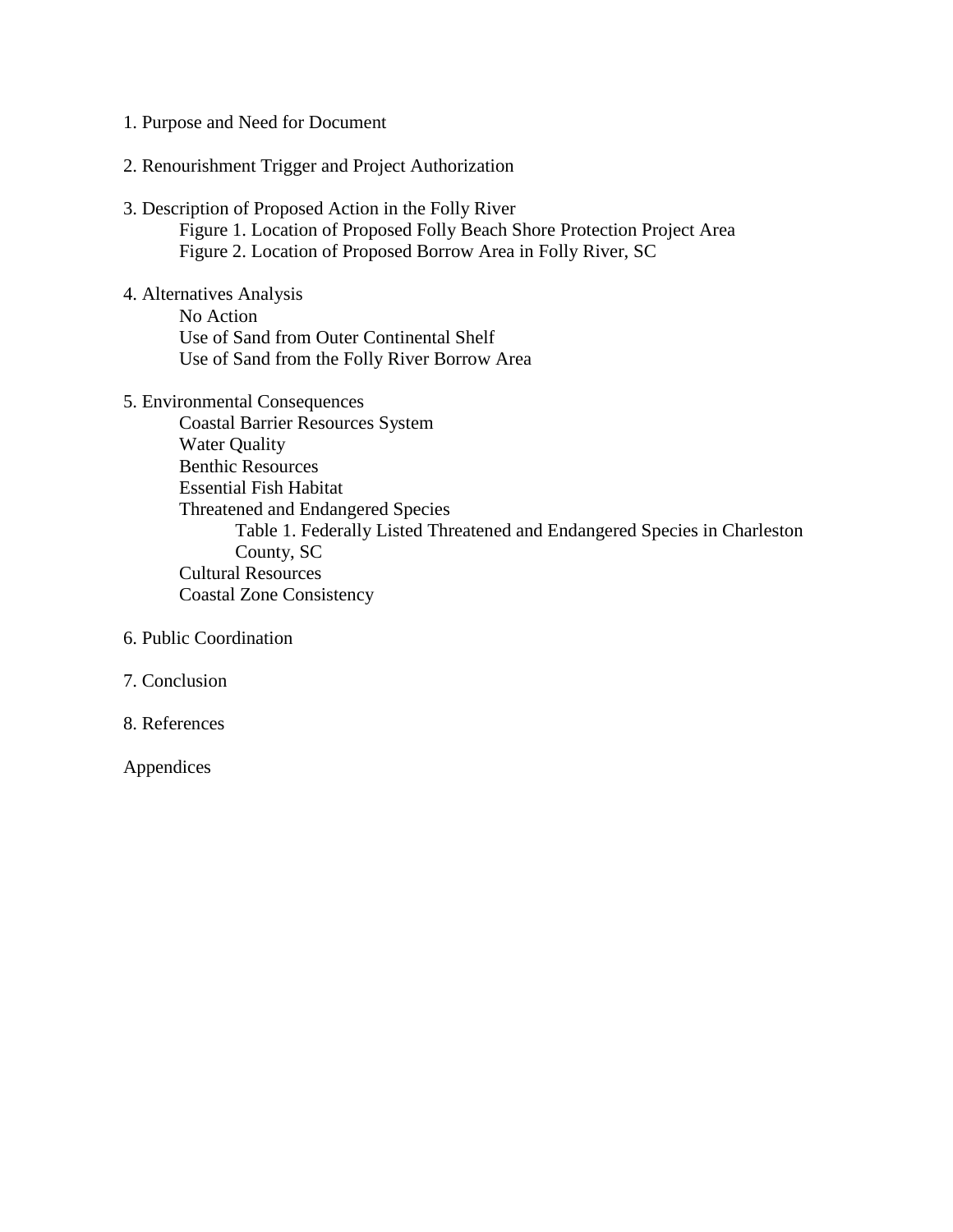1. Purpose and Need for Document

2. Renourishment Trigger and Project Authorization

3. Description of Proposed Action in the Folly River
    - Figure 1. Location of Proposed Folly Beach Shore Protection Project Area
    - Figure 2. Location of Proposed Borrow Area in Folly River, SC

4. Alternatives Analysis
    - No Action
    - Use of Sand from Outer Continental Shelf
    - Use of Sand from the Folly River Borrow Area

5. Environmental Consequences
    - Coastal Barrier Resources System
    - Water Quality
    - Benthic Resources
    - Essential Fish Habitat
    - Threatened and Endangered Species
        - Table 1. Federally Listed Threatened and Endangered Species in Charleston County, SC
    - Cultural Resources
    - Coastal Zone Consistency

6. Public Coordination

7. Conclusion

8. References

Appendices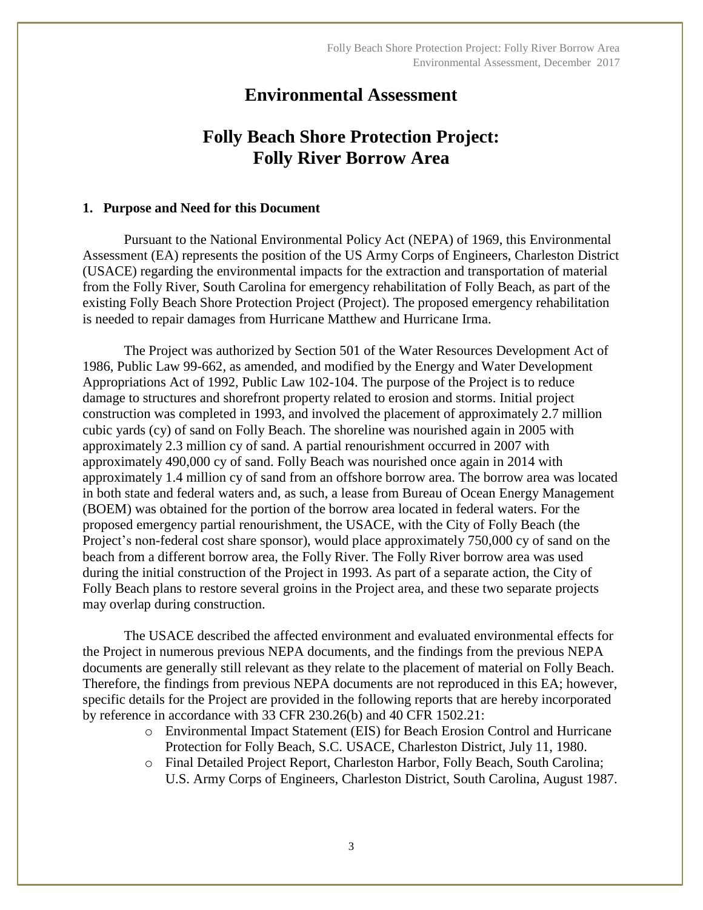# Environmental Assessment

# Folly Beach Shore Protection Project: Folly River Borrow Area

## 1. Purpose and Need for this Document

Pursuant to the National Environmental Policy Act (NEPA) of 1969, this Environmental Assessment (EA) represents the position of the US Army Corps of Engineers, Charleston District (USACE) regarding the environmental impacts for the extraction and transportation of material from the Folly River, South Carolina for emergency rehabilitation of Folly Beach, as part of the existing Folly Beach Shore Protection Project (Project). The proposed emergency rehabilitation is needed to repair damages from Hurricane Matthew and Hurricane Irma.

The Project was authorized by Section 501 of the Water Resources Development Act of 1986, Public Law 99-662, as amended, and modified by the Energy and Water Development Appropriations Act of 1992, Public Law 102-104. The purpose of the Project is to reduce damage to structures and shorefront property related to erosion and storms. Initial project construction was completed in 1993, and involved the placement of approximately 2.7 million cubic yards (cy) of sand on Folly Beach. The shoreline was nourished again in 2005 with approximately 2.3 million cy of sand. A partial renourishment occurred in 2007 with approximately 490,000 cy of sand. Folly Beach was nourished once again in 2014 with approximately 1.4 million cy of sand from an offshore borrow area. The borrow area was located in both state and federal waters and, as such, a lease from Bureau of Ocean Energy Management (BOEM) was obtained for the portion of the borrow area located in federal waters. For the proposed emergency partial renourishment, the USACE, with the City of Folly Beach (the Project's non-federal cost share sponsor), would place approximately 750,000 cy of sand on the beach from a different borrow area, the Folly River. The Folly River borrow area was used during the initial construction of the Project in 1993. As part of a separate action, the City of Folly Beach plans to restore several groins in the Project area, and these two separate projects may overlap during construction.

The USACE described the affected environment and evaluated environmental effects for the Project in numerous previous NEPA documents, and the findings from the previous NEPA documents are generally still relevant as they relate to the placement of material on Folly Beach. Therefore, the findings from previous NEPA documents are not reproduced in this EA; however, specific details for the Project are provided in the following reports that are hereby incorporated by reference in accordance with 33 CFR 230.26(b) and 40 CFR 1502.21:

- Environmental Impact Statement (EIS) for Beach Erosion Control and Hurricane Protection for Folly Beach, S.C. USACE, Charleston District, July 11, 1980.
- Final Detailed Project Report, Charleston Harbor, Folly Beach, South Carolina; U.S. Army Corps of Engineers, Charleston District, South Carolina, August 1987.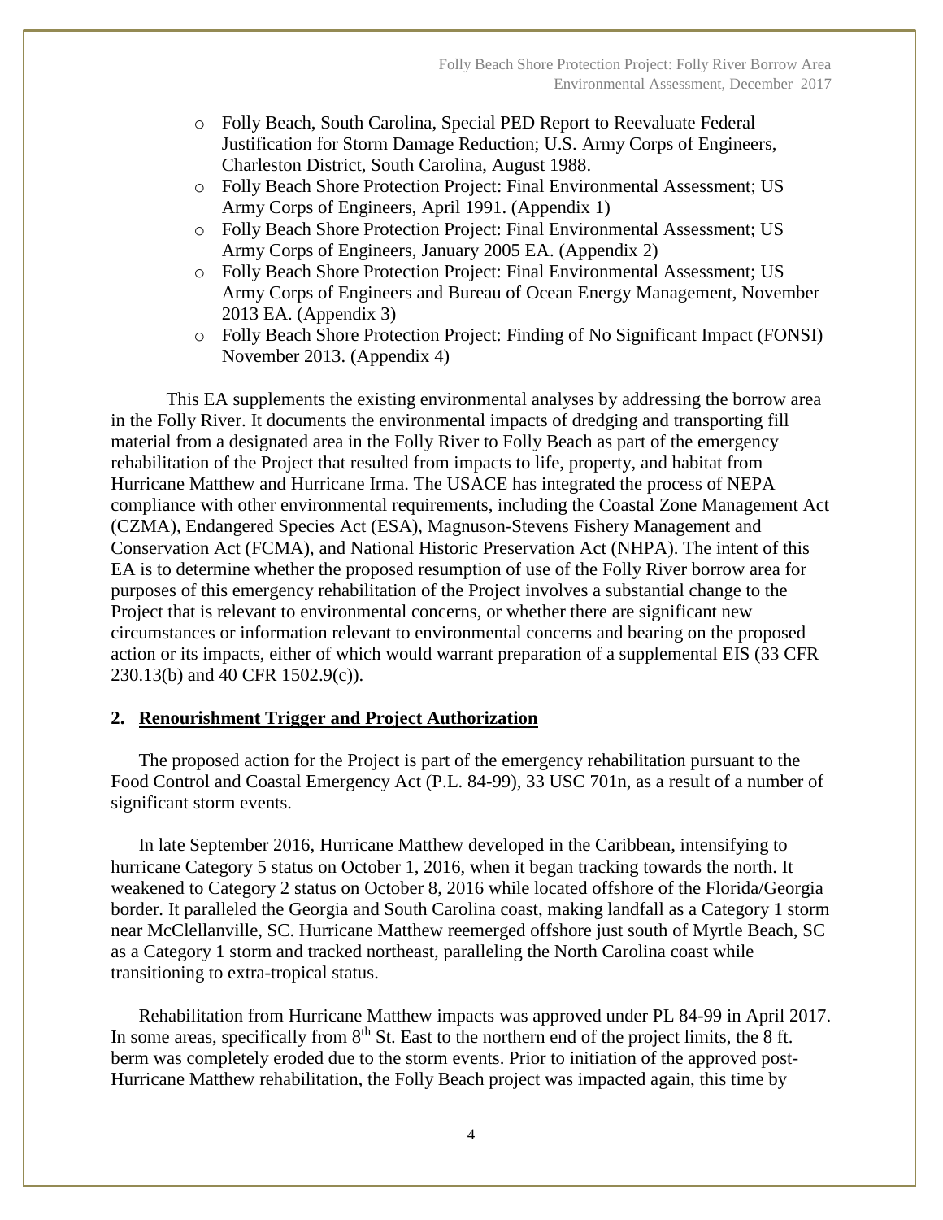- Folly Beach, South Carolina, Special PED Report to Reevaluate Federal Justification for Storm Damage Reduction; U.S. Army Corps of Engineers, Charleston District, South Carolina, August 1988.
- Folly Beach Shore Protection Project: Final Environmental Assessment; US Army Corps of Engineers, April 1991. (Appendix 1)
- Folly Beach Shore Protection Project: Final Environmental Assessment; US Army Corps of Engineers, January 2005 EA. (Appendix 2)
- Folly Beach Shore Protection Project: Final Environmental Assessment; US Army Corps of Engineers and Bureau of Ocean Energy Management, November 2013 EA. (Appendix 3)
- Folly Beach Shore Protection Project: Finding of No Significant Impact (FONSI) November 2013. (Appendix 4)

This EA supplements the existing environmental analyses by addressing the borrow area in the Folly River. It documents the environmental impacts of dredging and transporting fill material from a designated area in the Folly River to Folly Beach as part of the emergency rehabilitation of the Project that resulted from impacts to life, property, and habitat from Hurricane Matthew and Hurricane Irma. The USACE has integrated the process of NEPA compliance with other environmental requirements, including the Coastal Zone Management Act (CZMA), Endangered Species Act (ESA), Magnuson-Stevens Fishery Management and Conservation Act (FCMA), and National Historic Preservation Act (NHPA). The intent of this EA is to determine whether the proposed resumption of use of the Folly River borrow area for purposes of this emergency rehabilitation of the Project involves a substantial change to the Project that is relevant to environmental concerns, or whether there are significant new circumstances or information relevant to environmental concerns and bearing on the proposed action or its impacts, either of which would warrant preparation of a supplemental EIS (33 CFR 230.13(b) and 40 CFR 1502.9(c)).

## 2. Renourishment Trigger and Project Authorization

The proposed action for the Project is part of the emergency rehabilitation pursuant to the Food Control and Coastal Emergency Act (P.L. 84-99), 33 USC 701n, as a result of a number of significant storm events.

In late September 2016, Hurricane Matthew developed in the Caribbean, intensifying to hurricane Category 5 status on October 1, 2016, when it began tracking towards the north. It weakened to Category 2 status on October 8, 2016 while located offshore of the Florida/Georgia border. It paralleled the Georgia and South Carolina coast, making landfall as a Category 1 storm near McClellanville, SC. Hurricane Matthew reemerged offshore just south of Myrtle Beach, SC as a Category 1 storm and tracked northeast, paralleling the North Carolina coast while transitioning to extra-tropical status.

Rehabilitation from Hurricane Matthew impacts was approved under PL 84-99 in April 2017. In some areas, specifically from 8th St. East to the northern end of the project limits, the 8 ft. berm was completely eroded due to the storm events. Prior to initiation of the approved post-Hurricane Matthew rehabilitation, the Folly Beach project was impacted again, this time by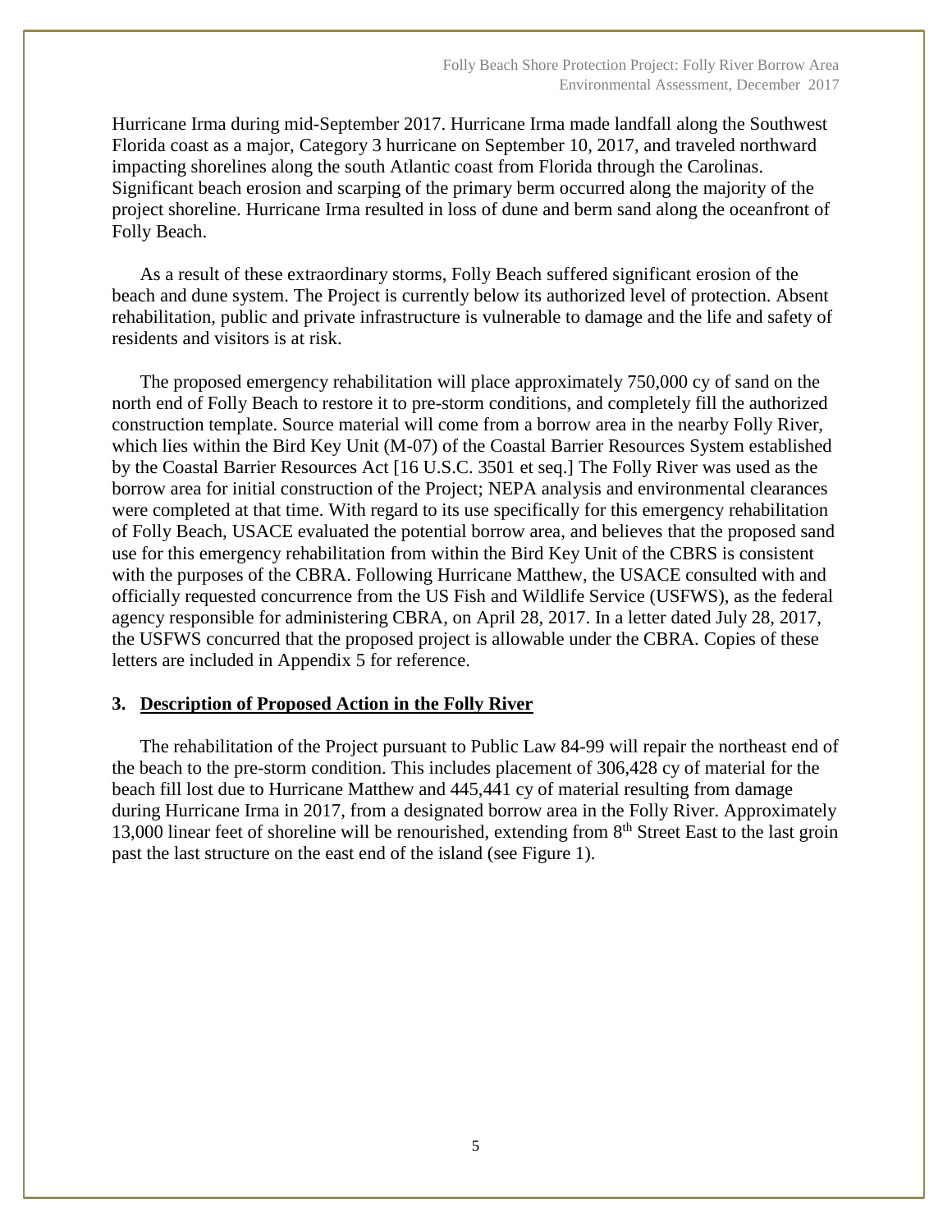Hurricane Irma during mid-September 2017. Hurricane Irma made landfall along the Southwest Florida coast as a major, Category 3 hurricane on September 10, 2017, and traveled northward impacting shorelines along the south Atlantic coast from Florida through the Carolinas. Significant beach erosion and scarping of the primary berm occurred along the majority of the project shoreline. Hurricane Irma resulted in loss of dune and berm sand along the oceanfront of Folly Beach.

As a result of these extraordinary storms, Folly Beach suffered significant erosion of the beach and dune system. The Project is currently below its authorized level of protection. Absent rehabilitation, public and private infrastructure is vulnerable to damage and the life and safety of residents and visitors is at risk.

The proposed emergency rehabilitation will place approximately 750,000 cy of sand on the north end of Folly Beach to restore it to pre-storm conditions, and completely fill the authorized construction template. Source material will come from a borrow area in the nearby Folly River, which lies within the Bird Key Unit (M-07) of the Coastal Barrier Resources System established by the Coastal Barrier Resources Act [16 U.S.C. 3501 et seq.] The Folly River was used as the borrow area for initial construction of the Project; NEPA analysis and environmental clearances were completed at that time. With regard to its use specifically for this emergency rehabilitation of Folly Beach, USACE evaluated the potential borrow area, and believes that the proposed sand use for this emergency rehabilitation from within the Bird Key Unit of the CBRS is consistent with the purposes of the CBRA. Following Hurricane Matthew, the USACE consulted with and officially requested concurrence from the US Fish and Wildlife Service (USFWS), as the federal agency responsible for administering CBRA, on April 28, 2017. In a letter dated July 28, 2017, the USFWS concurred that the proposed project is allowable under the CBRA. Copies of these letters are included in Appendix 5 for reference.

## 3. Description of Proposed Action in the Folly River

The rehabilitation of the Project pursuant to Public Law 84-99 will repair the northeast end of the beach to the pre-storm condition. This includes placement of 306,428 cy of material for the beach fill lost due to Hurricane Matthew and 445,441 cy of material resulting from damage during Hurricane Irma in 2017, from a designated borrow area in the Folly River. Approximately 13,000 linear feet of shoreline will be renourished, extending from 8th Street East to the last groin past the last structure on the east end of the island (see Figure 1).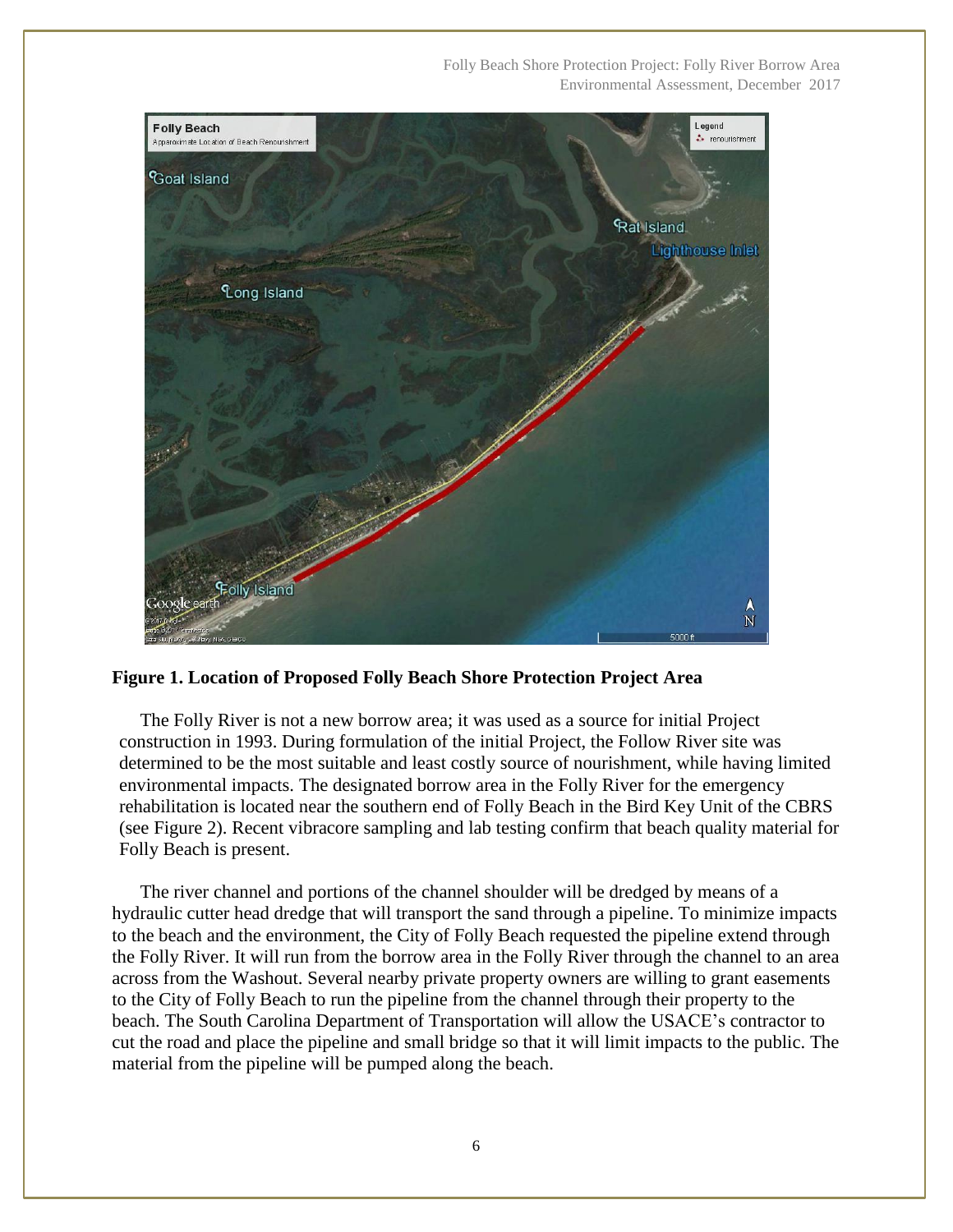**Figure 1. Location of Proposed Folly Beach Shore Protection Project Area**

The Folly River is not a new borrow area; it was used as a source for initial Project construction in 1993. During formulation of the initial Project, the Follow River site was determined to be the most suitable and least costly source of nourishment, while having limited environmental impacts. The designated borrow area in the Folly River for the emergency rehabilitation is located near the southern end of Folly Beach in the Bird Key Unit of the CBRS (see Figure 2). Recent vibracore sampling and lab testing confirm that beach quality material for Folly Beach is present.

The river channel and portions of the channel shoulder will be dredged by means of a hydraulic cutter head dredge that will transport the sand through a pipeline. To minimize impacts to the beach and the environment, the City of Folly Beach requested the pipeline extend through the Folly River. It will run from the borrow area in the Folly River through the channel to an area across from the Washout. Several nearby private property owners are willing to grant easements to the City of Folly Beach to run the pipeline from the channel through their property to the beach. The South Carolina Department of Transportation will allow the USACE's contractor to cut the road and place the pipeline and small bridge so that it will limit impacts to the public. The material from the pipeline will be pumped along the beach.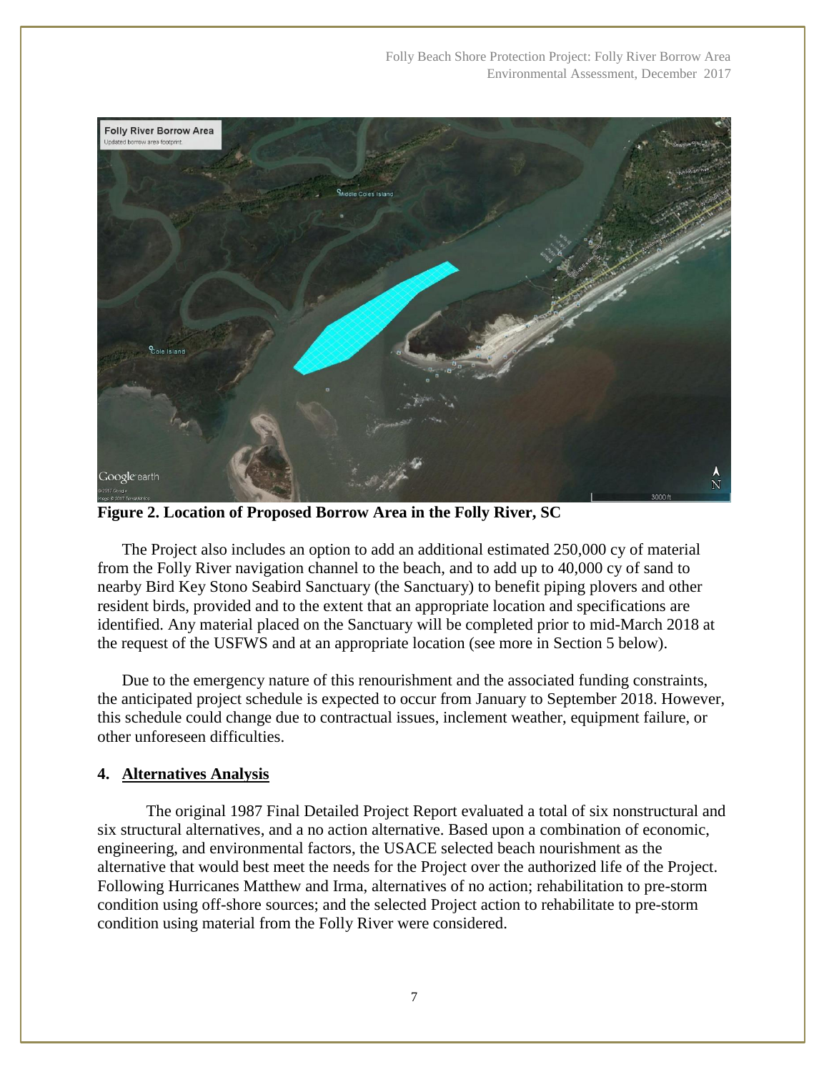**Figure 2. Location of Proposed Borrow Area in the Folly River, SC**

The Project also includes an option to add an additional estimated 250,000 cy of material from the Folly River navigation channel to the beach, and to add up to 40,000 cy of sand to nearby Bird Key Stono Seabird Sanctuary (the Sanctuary) to benefit piping plovers and other resident birds, provided and to the extent that an appropriate location and specifications are identified. Any material placed on the Sanctuary will be completed prior to mid-March 2018 at the request of the USFWS and at an appropriate location (see more in Section 5 below).

Due to the emergency nature of this renourishment and the associated funding constraints, the anticipated project schedule is expected to occur from January to September 2018. However, this schedule could change due to contractual issues, inclement weather, equipment failure, or other unforeseen difficulties.

## 4. Alternatives Analysis

The original 1987 Final Detailed Project Report evaluated a total of six nonstructural and six structural alternatives, and a no action alternative. Based upon a combination of economic, engineering, and environmental factors, the USACE selected beach nourishment as the alternative that would best meet the needs for the Project over the authorized life of the Project. Following Hurricanes Matthew and Irma, alternatives of no action; rehabilitation to pre-storm condition using off-shore sources; and the selected Project action to rehabilitate to pre-storm condition using material from the Folly River were considered.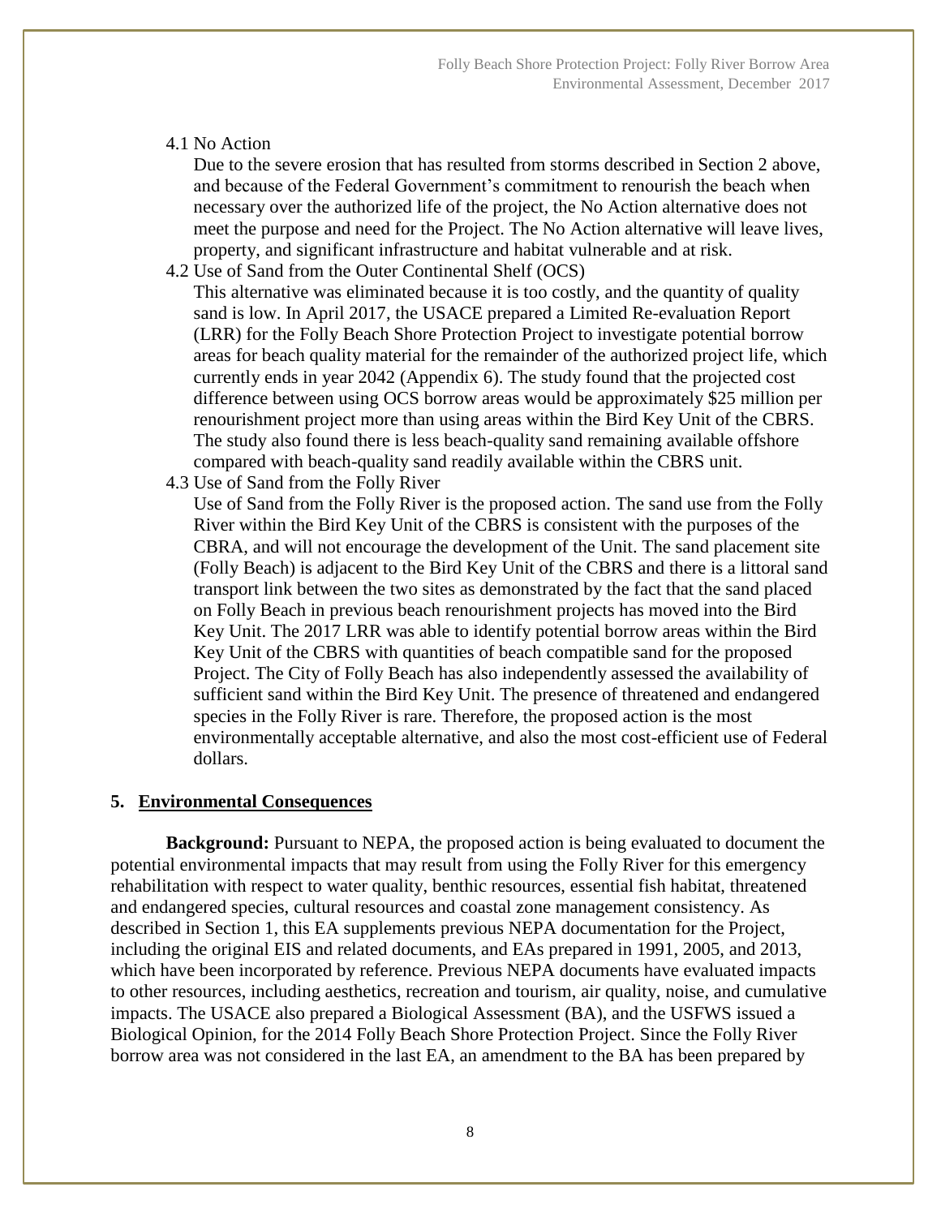4.1 No Action

Due to the severe erosion that has resulted from storms described in Section 2 above, and because of the Federal Government's commitment to renourish the beach when necessary over the authorized life of the project, the No Action alternative does not meet the purpose and need for the Project. The No Action alternative will leave lives, property, and significant infrastructure and habitat vulnerable and at risk.

4.2 Use of Sand from the Outer Continental Shelf (OCS)

This alternative was eliminated because it is too costly, and the quantity of quality sand is low. In April 2017, the USACE prepared a Limited Re-evaluation Report (LRR) for the Folly Beach Shore Protection Project to investigate potential borrow areas for beach quality material for the remainder of the authorized project life, which currently ends in year 2042 (Appendix 6). The study found that the projected cost difference between using OCS borrow areas would be approximately $25 million per renourishment project more than using areas within the Bird Key Unit of the CBRS. The study also found there is less beach-quality sand remaining available offshore compared with beach-quality sand readily available within the CBRS unit.

4.3 Use of Sand from the Folly River

Use of Sand from the Folly River is the proposed action. The sand use from the Folly River within the Bird Key Unit of the CBRS is consistent with the purposes of the CBRA, and will not encourage the development of the Unit. The sand placement site (Folly Beach) is adjacent to the Bird Key Unit of the CBRS and there is a littoral sand transport link between the two sites as demonstrated by the fact that the sand placed on Folly Beach in previous beach renourishment projects has moved into the Bird Key Unit. The 2017 LRR was able to identify potential borrow areas within the Bird Key Unit of the CBRS with quantities of beach compatible sand for the proposed Project. The City of Folly Beach has also independently assessed the availability of sufficient sand within the Bird Key Unit. The presence of threatened and endangered species in the Folly River is rare. Therefore, the proposed action is the most environmentally acceptable alternative, and also the most cost-efficient use of Federal dollars.

## 5. Environmental Consequences

**Background:** Pursuant to NEPA, the proposed action is being evaluated to document the potential environmental impacts that may result from using the Folly River for this emergency rehabilitation with respect to water quality, benthic resources, essential fish habitat, threatened and endangered species, cultural resources and coastal zone management consistency. As described in Section 1, this EA supplements previous NEPA documentation for the Project, including the original EIS and related documents, and EAs prepared in 1991, 2005, and 2013, which have been incorporated by reference. Previous NEPA documents have evaluated impacts to other resources, including aesthetics, recreation and tourism, air quality, noise, and cumulative impacts. The USACE also prepared a Biological Assessment (BA), and the USFWS issued a Biological Opinion, for the 2014 Folly Beach Shore Protection Project. Since the Folly River borrow area was not considered in the last EA, an amendment to the BA has been prepared by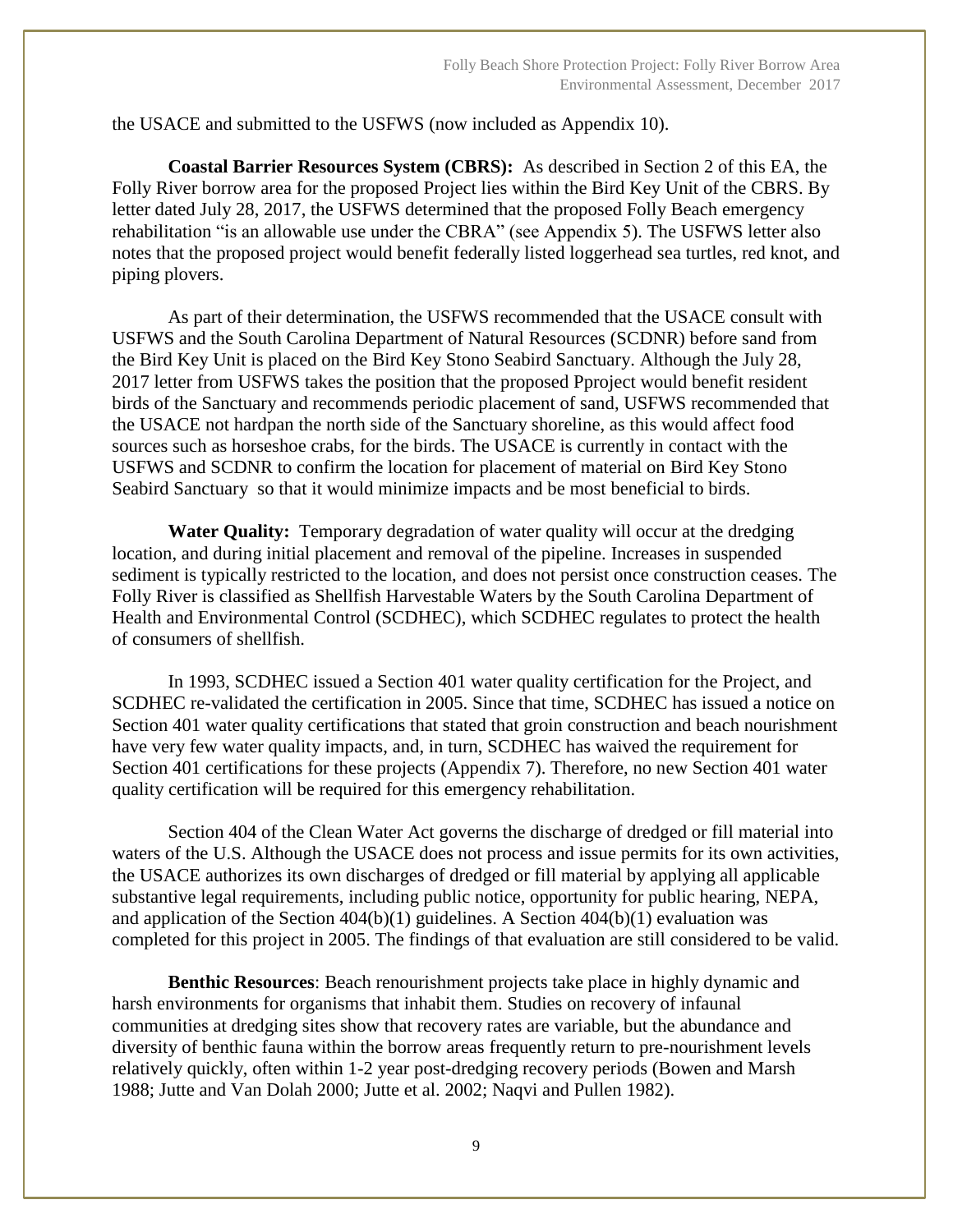the USACE and submitted to the USFWS (now included as Appendix 10).

**Coastal Barrier Resources System (CBRS):** As described in Section 2 of this EA, the Folly River borrow area for the proposed Project lies within the Bird Key Unit of the CBRS. By letter dated July 28, 2017, the USFWS determined that the proposed Folly Beach emergency rehabilitation "is an allowable use under the CBRA" (see Appendix 5). The USFWS letter also notes that the proposed project would benefit federally listed loggerhead sea turtles, red knot, and piping plovers.

As part of their determination, the USFWS recommended that the USACE consult with USFWS and the South Carolina Department of Natural Resources (SCDNR) before sand from the Bird Key Unit is placed on the Bird Key Stono Seabird Sanctuary. Although the July 28, 2017 letter from USFWS takes the position that the proposed Pproject would benefit resident birds of the Sanctuary and recommends periodic placement of sand, USFWS recommended that the USACE not hardpan the north side of the Sanctuary shoreline, as this would affect food sources such as horseshoe crabs, for the birds. The USACE is currently in contact with the USFWS and SCDNR to confirm the location for placement of material on Bird Key Stono Seabird Sanctuary so that it would minimize impacts and be most beneficial to birds.

**Water Quality:** Temporary degradation of water quality will occur at the dredging location, and during initial placement and removal of the pipeline. Increases in suspended sediment is typically restricted to the location, and does not persist once construction ceases. The Folly River is classified as Shellfish Harvestable Waters by the South Carolina Department of Health and Environmental Control (SCDHEC), which SCDHEC regulates to protect the health of consumers of shellfish.

In 1993, SCDHEC issued a Section 401 water quality certification for the Project, and SCDHEC re-validated the certification in 2005. Since that time, SCDHEC has issued a notice on Section 401 water quality certifications that stated that groin construction and beach nourishment have very few water quality impacts, and, in turn, SCDHEC has waived the requirement for Section 401 certifications for these projects (Appendix 7). Therefore, no new Section 401 water quality certification will be required for this emergency rehabilitation.

Section 404 of the Clean Water Act governs the discharge of dredged or fill material into waters of the U.S. Although the USACE does not process and issue permits for its own activities, the USACE authorizes its own discharges of dredged or fill material by applying all applicable substantive legal requirements, including public notice, opportunity for public hearing, NEPA, and application of the Section 404(b)(1) guidelines. A Section 404(b)(1) evaluation was completed for this project in 2005. The findings of that evaluation are still considered to be valid.

**Benthic Resources**: Beach renourishment projects take place in highly dynamic and harsh environments for organisms that inhabit them. Studies on recovery of infaunal communities at dredging sites show that recovery rates are variable, but the abundance and diversity of benthic fauna within the borrow areas frequently return to pre-nourishment levels relatively quickly, often within 1-2 year post-dredging recovery periods (Bowen and Marsh 1988; Jutte and Van Dolah 2000; Jutte et al. 2002; Naqvi and Pullen 1982).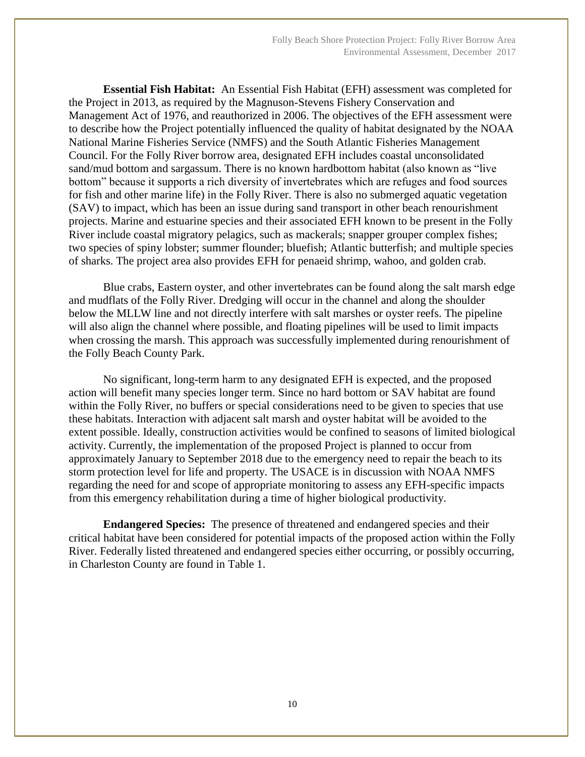**Essential Fish Habitat:** An Essential Fish Habitat (EFH) assessment was completed for the Project in 2013, as required by the Magnuson-Stevens Fishery Conservation and Management Act of 1976, and reauthorized in 2006. The objectives of the EFH assessment were to describe how the Project potentially influenced the quality of habitat designated by the NOAA National Marine Fisheries Service (NMFS) and the South Atlantic Fisheries Management Council. For the Folly River borrow area, designated EFH includes coastal unconsolidated sand/mud bottom and sargassum. There is no known hardbottom habitat (also known as "live bottom" because it supports a rich diversity of invertebrates which are refuges and food sources for fish and other marine life) in the Folly River. There is also no submerged aquatic vegetation (SAV) to impact, which has been an issue during sand transport in other beach renourishment projects. Marine and estuarine species and their associated EFH known to be present in the Folly River include coastal migratory pelagics, such as mackerals; snapper grouper complex fishes; two species of spiny lobster; summer flounder; bluefish; Atlantic butterfish; and multiple species of sharks. The project area also provides EFH for penaeid shrimp, wahoo, and golden crab.

Blue crabs, Eastern oyster, and other invertebrates can be found along the salt marsh edge and mudflats of the Folly River. Dredging will occur in the channel and along the shoulder below the MLLW line and not directly interfere with salt marshes or oyster reefs. The pipeline will also align the channel where possible, and floating pipelines will be used to limit impacts when crossing the marsh. This approach was successfully implemented during renourishment of the Folly Beach County Park.

No significant, long-term harm to any designated EFH is expected, and the proposed action will benefit many species longer term. Since no hard bottom or SAV habitat are found within the Folly River, no buffers or special considerations need to be given to species that use these habitats. Interaction with adjacent salt marsh and oyster habitat will be avoided to the extent possible. Ideally, construction activities would be confined to seasons of limited biological activity. Currently, the implementation of the proposed Project is planned to occur from approximately January to September 2018 due to the emergency need to repair the beach to its storm protection level for life and property. The USACE is in discussion with NOAA NMFS regarding the need for and scope of appropriate monitoring to assess any EFH-specific impacts from this emergency rehabilitation during a time of higher biological productivity.

**Endangered Species:** The presence of threatened and endangered species and their critical habitat have been considered for potential impacts of the proposed action within the Folly River. Federally listed threatened and endangered species either occurring, or possibly occurring, in Charleston County are found in Table 1.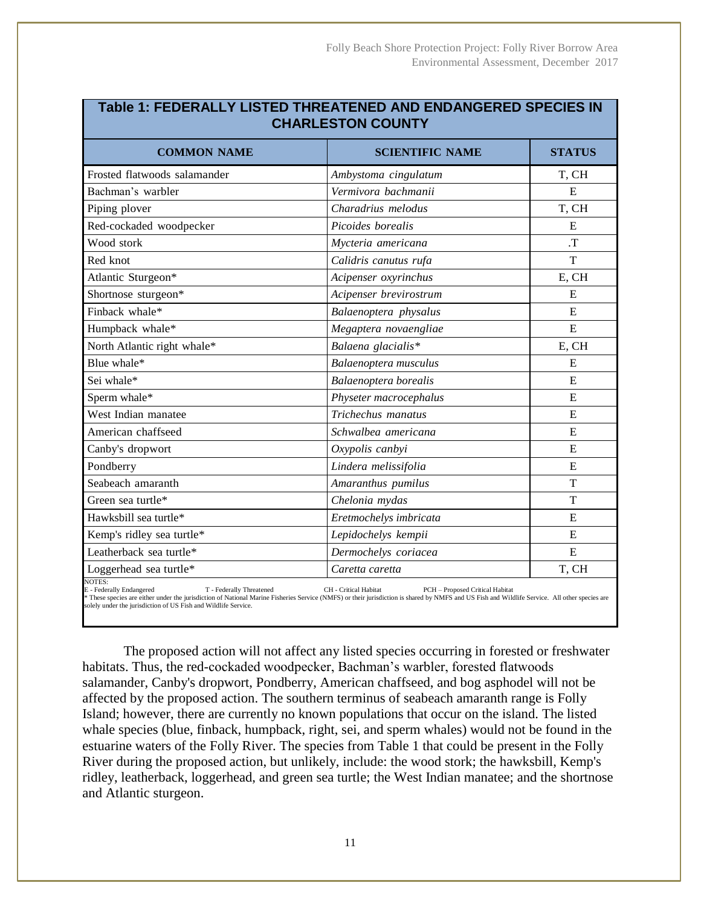**Table 1: FEDERALLY LISTED THREATENED AND ENDANGERED SPECIES IN CHARLESTON COUNTY**

| COMMON NAME | SCIENTIFIC NAME | STATUS |
|---|---|---|
| Frosted flatwoods salamander | *Ambystoma cingulatum* | T, CH |
| Bachman's warbler | *Vermivora bachmanii* | E |
| Piping plover | *Charadrius melodus* | T, CH |
| Red-cockaded woodpecker | *Picoides borealis* | E |
| Wood stork | *Mycteria americana* | .T |
| Red knot | *Calidris canutus rufa* | T |
| Atlantic Sturgeon* | *Acipenser oxyrinchus* | E, CH |
| Shortnose sturgeon* | *Acipenser brevirostrum* | E |
| Finback whale* | *Balaenoptera physalus* | E |
| Humpback whale* | *Megaptera novaengliae* | E |
| North Atlantic right whale* | *Balaena glacialis** | E, CH |
| Blue whale* | *Balaenoptera musculus* | E |
| Sei whale* | *Balaenoptera borealis* | E |
| Sperm whale* | *Physeter macrocephalus* | E |
| West Indian manatee | *Trichechus manatus* | E |
| American chaffseed | *Schwalbea americana* | E |
| Canby's dropwort | *Oxypolis canbyi* | E |
| Pondberry | *Lindera melissifolia* | E |
| Seabeach amaranth | *Amaranthus pumilus* | T |
| Green sea turtle* | *Chelonia mydas* | T |
| Hawksbill sea turtle* | *Eretmochelys imbricata* | E |
| Kemp's ridley sea turtle* | *Lepidochelys kempii* | E |
| Leatherback sea turtle* | *Dermochelys coriacea* | E |
| Loggerhead sea turtle* | *Caretta caretta* | T, CH |

NOTES:
E - Federally Endangered T - Federally Threatened CH - Critical Habitat PCH – Proposed Critical Habitat
* These species are either under the jurisdiction of National Marine Fisheries Service (NMFS) or their jurisdiction is shared by NMFS and US Fish and Wildlife Service. All other species are solely under the jurisdiction of US Fish and Wildlife Service.

The proposed action will not affect any listed species occurring in forested or freshwater habitats. Thus, the red-cockaded woodpecker, Bachman's warbler, forested flatwoods salamander, Canby's dropwort, Pondberry, American chaffseed, and bog asphodel will not be affected by the proposed action. The southern terminus of seabeach amaranth range is Folly Island; however, there are currently no known populations that occur on the island. The listed whale species (blue, finback, humpback, right, sei, and sperm whales) would not be found in the estuarine waters of the Folly River. The species from Table 1 that could be present in the Folly River during the proposed action, but unlikely, include: the wood stork; the hawksbill, Kemp's ridley, leatherback, loggerhead, and green sea turtle; the West Indian manatee; and the shortnose and Atlantic sturgeon.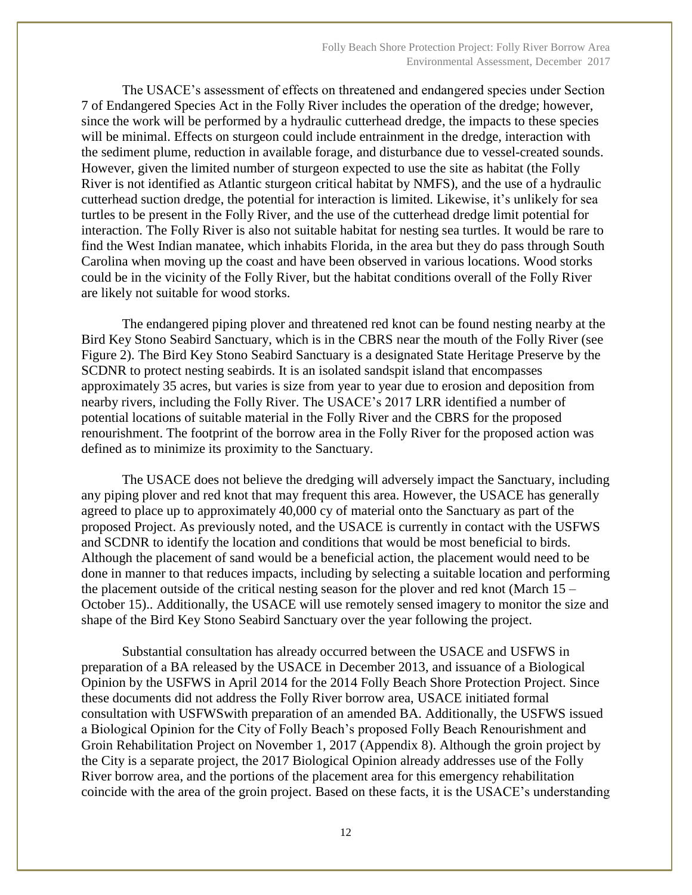The USACE's assessment of effects on threatened and endangered species under Section 7 of Endangered Species Act in the Folly River includes the operation of the dredge; however, since the work will be performed by a hydraulic cutterhead dredge, the impacts to these species will be minimal. Effects on sturgeon could include entrainment in the dredge, interaction with the sediment plume, reduction in available forage, and disturbance due to vessel-created sounds. However, given the limited number of sturgeon expected to use the site as habitat (the Folly River is not identified as Atlantic sturgeon critical habitat by NMFS), and the use of a hydraulic cutterhead suction dredge, the potential for interaction is limited. Likewise, it's unlikely for sea turtles to be present in the Folly River, and the use of the cutterhead dredge limit potential for interaction. The Folly River is also not suitable habitat for nesting sea turtles. It would be rare to find the West Indian manatee, which inhabits Florida, in the area but they do pass through South Carolina when moving up the coast and have been observed in various locations. Wood storks could be in the vicinity of the Folly River, but the habitat conditions overall of the Folly River are likely not suitable for wood storks.

The endangered piping plover and threatened red knot can be found nesting nearby at the Bird Key Stono Seabird Sanctuary, which is in the CBRS near the mouth of the Folly River (see Figure 2). The Bird Key Stono Seabird Sanctuary is a designated State Heritage Preserve by the SCDNR to protect nesting seabirds. It is an isolated sandspit island that encompasses approximately 35 acres, but varies is size from year to year due to erosion and deposition from nearby rivers, including the Folly River. The USACE's 2017 LRR identified a number of potential locations of suitable material in the Folly River and the CBRS for the proposed renourishment. The footprint of the borrow area in the Folly River for the proposed action was defined as to minimize its proximity to the Sanctuary.

The USACE does not believe the dredging will adversely impact the Sanctuary, including any piping plover and red knot that may frequent this area. However, the USACE has generally agreed to place up to approximately 40,000 cy of material onto the Sanctuary as part of the proposed Project. As previously noted, and the USACE is currently in contact with the USFWS and SCDNR to identify the location and conditions that would be most beneficial to birds. Although the placement of sand would be a beneficial action, the placement would need to be done in manner to that reduces impacts, including by selecting a suitable location and performing the placement outside of the critical nesting season for the plover and red knot (March 15 – October 15).. Additionally, the USACE will use remotely sensed imagery to monitor the size and shape of the Bird Key Stono Seabird Sanctuary over the year following the project.

Substantial consultation has already occurred between the USACE and USFWS in preparation of a BA released by the USACE in December 2013, and issuance of a Biological Opinion by the USFWS in April 2014 for the 2014 Folly Beach Shore Protection Project. Since these documents did not address the Folly River borrow area, USACE initiated formal consultation with USFWSwith preparation of an amended BA. Additionally, the USFWS issued a Biological Opinion for the City of Folly Beach's proposed Folly Beach Renourishment and Groin Rehabilitation Project on November 1, 2017 (Appendix 8). Although the groin project by the City is a separate project, the 2017 Biological Opinion already addresses use of the Folly River borrow area, and the portions of the placement area for this emergency rehabilitation coincide with the area of the groin project. Based on these facts, it is the USACE's understanding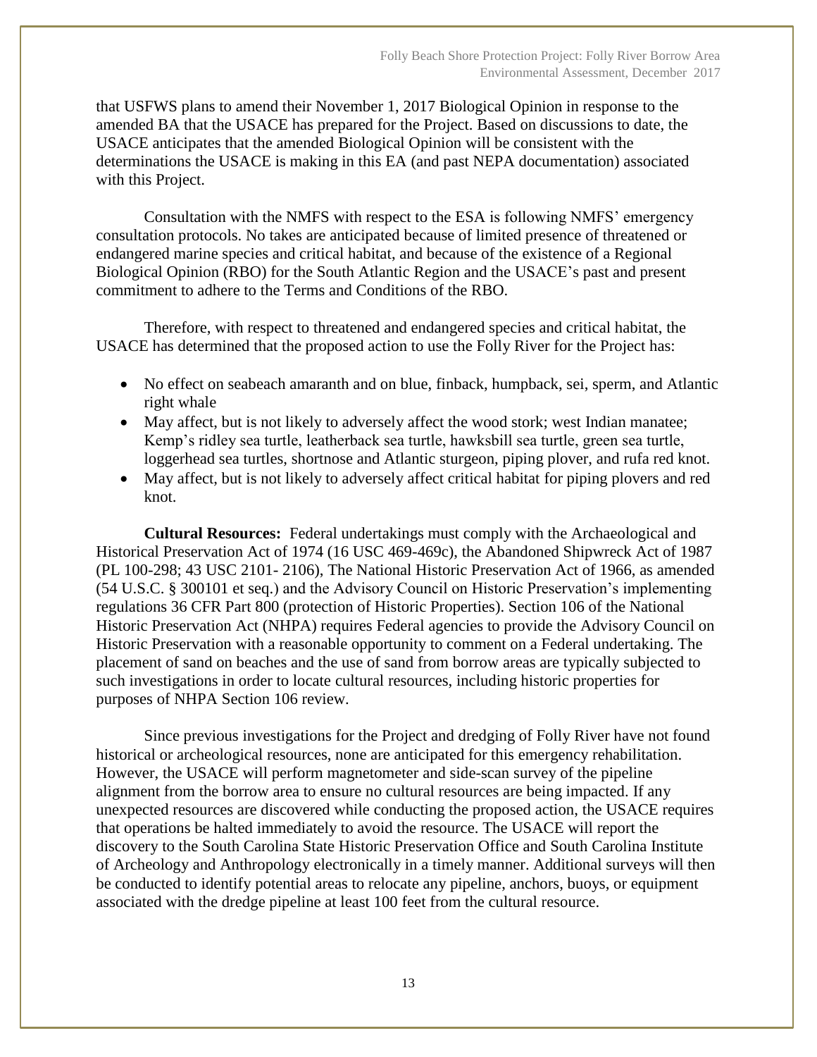that USFWS plans to amend their November 1, 2017 Biological Opinion in response to the amended BA that the USACE has prepared for the Project. Based on discussions to date, the USACE anticipates that the amended Biological Opinion will be consistent with the determinations the USACE is making in this EA (and past NEPA documentation) associated with this Project.

Consultation with the NMFS with respect to the ESA is following NMFS' emergency consultation protocols. No takes are anticipated because of limited presence of threatened or endangered marine species and critical habitat, and because of the existence of a Regional Biological Opinion (RBO) for the South Atlantic Region and the USACE's past and present commitment to adhere to the Terms and Conditions of the RBO.

Therefore, with respect to threatened and endangered species and critical habitat, the USACE has determined that the proposed action to use the Folly River for the Project has:

- No effect on seabeach amaranth and on blue, finback, humpback, sei, sperm, and Atlantic right whale
- May affect, but is not likely to adversely affect the wood stork; west Indian manatee; Kemp's ridley sea turtle, leatherback sea turtle, hawksbill sea turtle, green sea turtle, loggerhead sea turtles, shortnose and Atlantic sturgeon, piping plover, and rufa red knot.
- May affect, but is not likely to adversely affect critical habitat for piping plovers and red knot.

**Cultural Resources:** Federal undertakings must comply with the Archaeological and Historical Preservation Act of 1974 (16 USC 469-469c), the Abandoned Shipwreck Act of 1987 (PL 100-298; 43 USC 2101- 2106), The National Historic Preservation Act of 1966, as amended (54 U.S.C. § 300101 et seq.) and the Advisory Council on Historic Preservation's implementing regulations 36 CFR Part 800 (protection of Historic Properties). Section 106 of the National Historic Preservation Act (NHPA) requires Federal agencies to provide the Advisory Council on Historic Preservation with a reasonable opportunity to comment on a Federal undertaking. The placement of sand on beaches and the use of sand from borrow areas are typically subjected to such investigations in order to locate cultural resources, including historic properties for purposes of NHPA Section 106 review.

Since previous investigations for the Project and dredging of Folly River have not found historical or archeological resources, none are anticipated for this emergency rehabilitation. However, the USACE will perform magnetometer and side-scan survey of the pipeline alignment from the borrow area to ensure no cultural resources are being impacted. If any unexpected resources are discovered while conducting the proposed action, the USACE requires that operations be halted immediately to avoid the resource. The USACE will report the discovery to the South Carolina State Historic Preservation Office and South Carolina Institute of Archeology and Anthropology electronically in a timely manner. Additional surveys will then be conducted to identify potential areas to relocate any pipeline, anchors, buoys, or equipment associated with the dredge pipeline at least 100 feet from the cultural resource.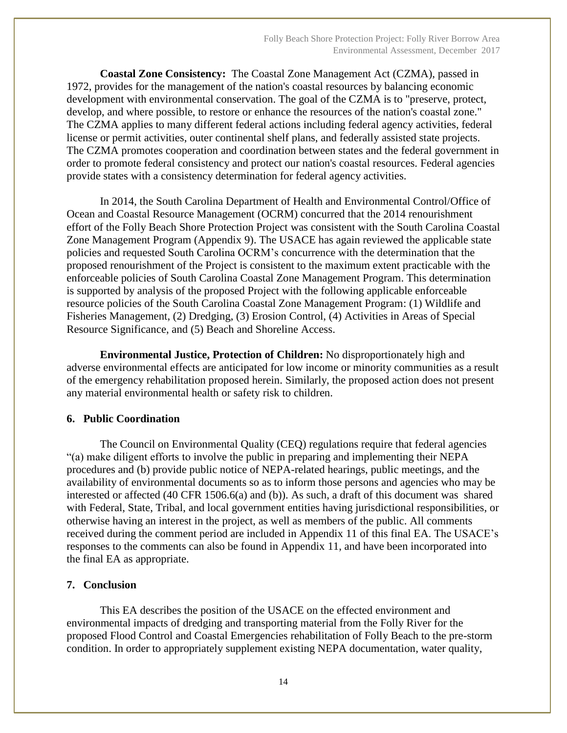**Coastal Zone Consistency:** The Coastal Zone Management Act (CZMA), passed in 1972, provides for the management of the nation's coastal resources by balancing economic development with environmental conservation. The goal of the CZMA is to "preserve, protect, develop, and where possible, to restore or enhance the resources of the nation's coastal zone." The CZMA applies to many different federal actions including federal agency activities, federal license or permit activities, outer continental shelf plans, and federally assisted state projects. The CZMA promotes cooperation and coordination between states and the federal government in order to promote federal consistency and protect our nation's coastal resources. Federal agencies provide states with a consistency determination for federal agency activities.

In 2014, the South Carolina Department of Health and Environmental Control/Office of Ocean and Coastal Resource Management (OCRM) concurred that the 2014 renourishment effort of the Folly Beach Shore Protection Project was consistent with the South Carolina Coastal Zone Management Program (Appendix 9). The USACE has again reviewed the applicable state policies and requested South Carolina OCRM's concurrence with the determination that the proposed renourishment of the Project is consistent to the maximum extent practicable with the enforceable policies of South Carolina Coastal Zone Management Program. This determination is supported by analysis of the proposed Project with the following applicable enforceable resource policies of the South Carolina Coastal Zone Management Program: (1) Wildlife and Fisheries Management, (2) Dredging, (3) Erosion Control, (4) Activities in Areas of Special Resource Significance, and (5) Beach and Shoreline Access.

**Environmental Justice, Protection of Children:** No disproportionately high and adverse environmental effects are anticipated for low income or minority communities as a result of the emergency rehabilitation proposed herein. Similarly, the proposed action does not present any material environmental health or safety risk to children.

## 6. Public Coordination

The Council on Environmental Quality (CEQ) regulations require that federal agencies "(a) make diligent efforts to involve the public in preparing and implementing their NEPA procedures and (b) provide public notice of NEPA-related hearings, public meetings, and the availability of environmental documents so as to inform those persons and agencies who may be interested or affected (40 CFR 1506.6(a) and (b)). As such, a draft of this document was shared with Federal, State, Tribal, and local government entities having jurisdictional responsibilities, or otherwise having an interest in the project, as well as members of the public. All comments received during the comment period are included in Appendix 11 of this final EA. The USACE's responses to the comments can also be found in Appendix 11, and have been incorporated into the final EA as appropriate.

## 7. Conclusion

This EA describes the position of the USACE on the effected environment and environmental impacts of dredging and transporting material from the Folly River for the proposed Flood Control and Coastal Emergencies rehabilitation of Folly Beach to the pre-storm condition. In order to appropriately supplement existing NEPA documentation, water quality,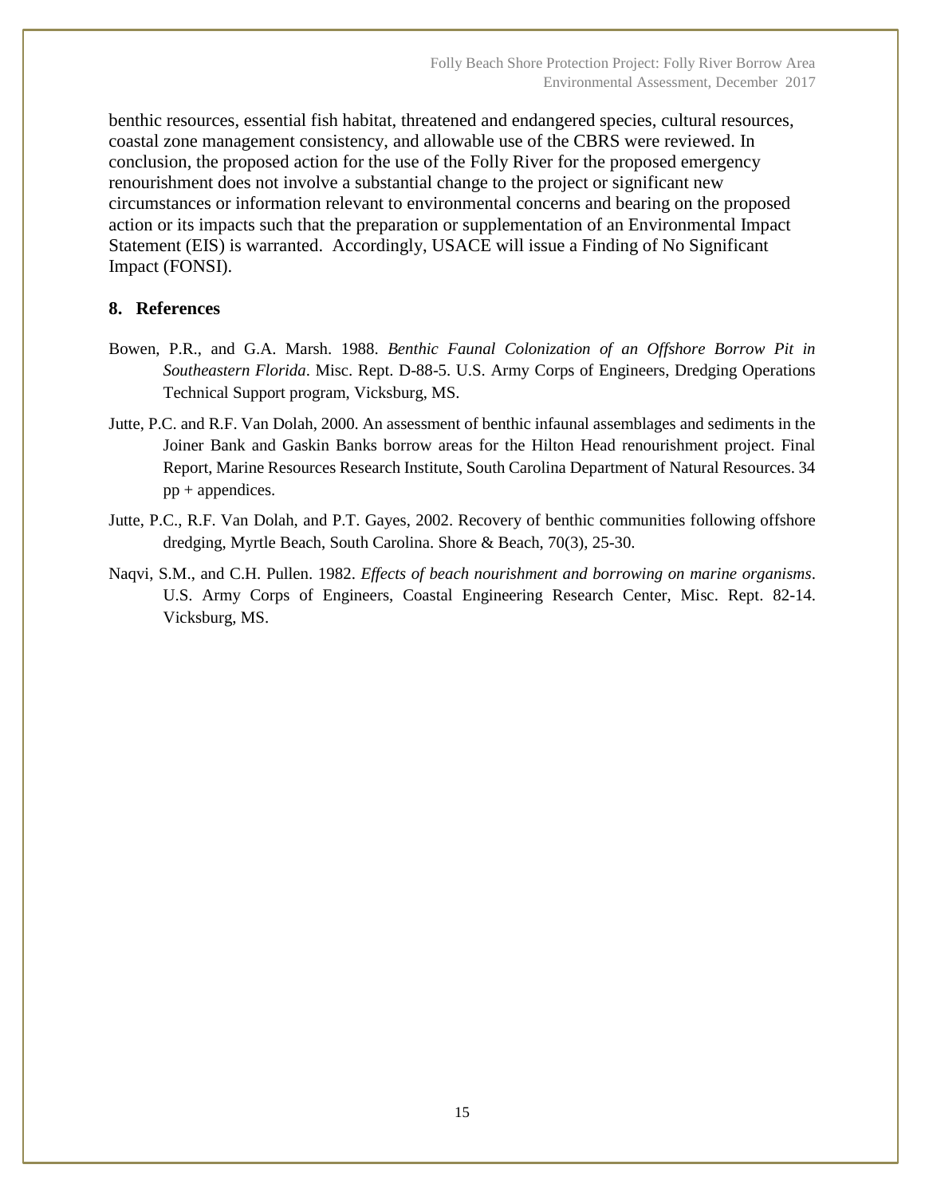benthic resources, essential fish habitat, threatened and endangered species, cultural resources, coastal zone management consistency, and allowable use of the CBRS were reviewed. In conclusion, the proposed action for the use of the Folly River for the proposed emergency renourishment does not involve a substantial change to the project or significant new circumstances or information relevant to environmental concerns and bearing on the proposed action or its impacts such that the preparation or supplementation of an Environmental Impact Statement (EIS) is warranted. Accordingly, USACE will issue a Finding of No Significant Impact (FONSI).

## 8. References

Bowen, P.R., and G.A. Marsh. 1988. *Benthic Faunal Colonization of an Offshore Borrow Pit in Southeastern Florida*. Misc. Rept. D-88-5. U.S. Army Corps of Engineers, Dredging Operations Technical Support program, Vicksburg, MS.

Jutte, P.C. and R.F. Van Dolah, 2000. An assessment of benthic infaunal assemblages and sediments in the Joiner Bank and Gaskin Banks borrow areas for the Hilton Head renourishment project. Final Report, Marine Resources Research Institute, South Carolina Department of Natural Resources. 34 pp + appendices.

Jutte, P.C., R.F. Van Dolah, and P.T. Gayes, 2002. Recovery of benthic communities following offshore dredging, Myrtle Beach, South Carolina. Shore & Beach, 70(3), 25-30.

Naqvi, S.M., and C.H. Pullen. 1982. *Effects of beach nourishment and borrowing on marine organisms*. U.S. Army Corps of Engineers, Coastal Engineering Research Center, Misc. Rept. 82-14. Vicksburg, MS.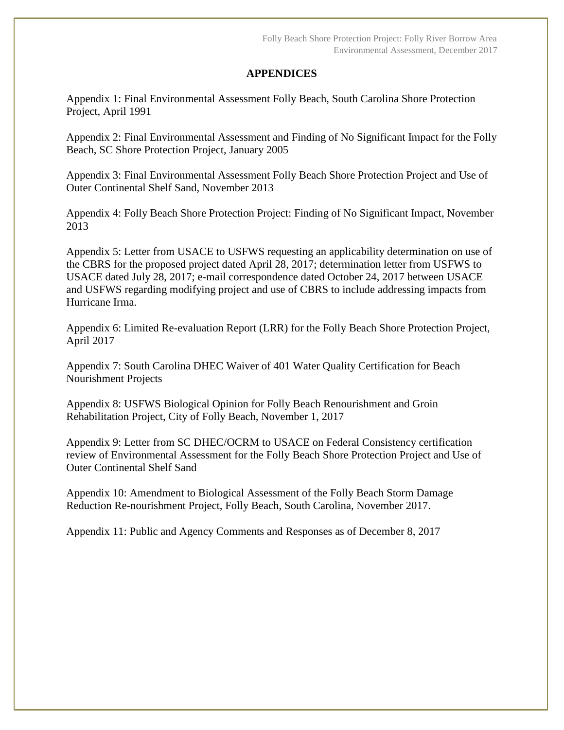# APPENDICES

Appendix 1: Final Environmental Assessment Folly Beach, South Carolina Shore Protection Project, April 1991

Appendix 2: Final Environmental Assessment and Finding of No Significant Impact for the Folly Beach, SC Shore Protection Project, January 2005

Appendix 3: Final Environmental Assessment Folly Beach Shore Protection Project and Use of Outer Continental Shelf Sand, November 2013

Appendix 4: Folly Beach Shore Protection Project: Finding of No Significant Impact, November 2013

Appendix 5: Letter from USACE to USFWS requesting an applicability determination on use of the CBRS for the proposed project dated April 28, 2017; determination letter from USFWS to USACE dated July 28, 2017; e-mail correspondence dated October 24, 2017 between USACE and USFWS regarding modifying project and use of CBRS to include addressing impacts from Hurricane Irma.

Appendix 6: Limited Re-evaluation Report (LRR) for the Folly Beach Shore Protection Project, April 2017

Appendix 7: South Carolina DHEC Waiver of 401 Water Quality Certification for Beach Nourishment Projects

Appendix 8: USFWS Biological Opinion for Folly Beach Renourishment and Groin Rehabilitation Project, City of Folly Beach, November 1, 2017

Appendix 9: Letter from SC DHEC/OCRM to USACE on Federal Consistency certification review of Environmental Assessment for the Folly Beach Shore Protection Project and Use of Outer Continental Shelf Sand

Appendix 10: Amendment to Biological Assessment of the Folly Beach Storm Damage Reduction Re-nourishment Project, Folly Beach, South Carolina, November 2017.

Appendix 11: Public and Agency Comments and Responses as of December 8, 2017